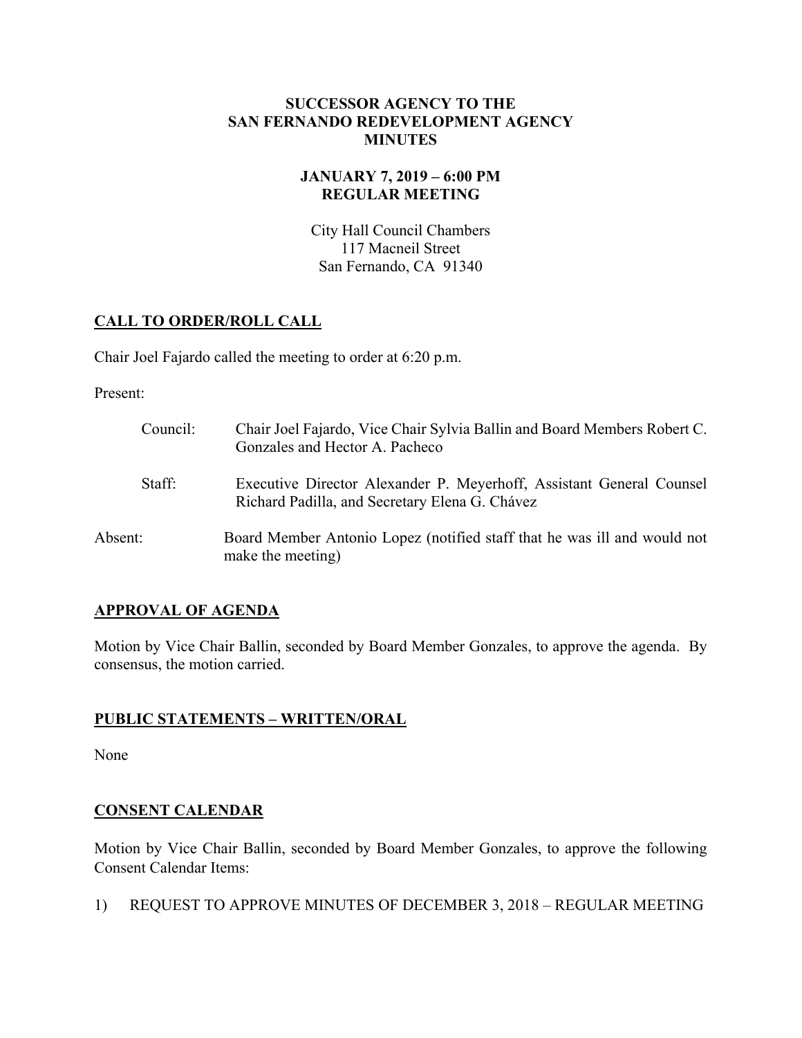# SUCCESSOR AGENCY TO THE SAN FERNANDO REDEVELOPMENT AGENCY MINUTES

## JANUARY 7, 2019 – 6:00 PM REGULAR MEETING

City Hall Council Chambers
117 Macneil Street
San Fernando, CA 91340

## CALL TO ORDER/ROLL CALL

Chair Joel Fajardo called the meeting to order at 6:20 p.m.

Present:

- Council: Chair Joel Fajardo, Vice Chair Sylvia Ballin and Board Members Robert C. Gonzales and Hector A. Pacheco
- Staff: Executive Director Alexander P. Meyerhoff, Assistant General Counsel Richard Padilla, and Secretary Elena G. Chávez

Absent: Board Member Antonio Lopez (notified staff that he was ill and would not make the meeting)

## APPROVAL OF AGENDA

Motion by Vice Chair Ballin, seconded by Board Member Gonzales, to approve the agenda. By consensus, the motion carried.

## PUBLIC STATEMENTS – WRITTEN/ORAL

None

## CONSENT CALENDAR

Motion by Vice Chair Ballin, seconded by Board Member Gonzales, to approve the following Consent Calendar Items:

1) REQUEST TO APPROVE MINUTES OF DECEMBER 3, 2018 – REGULAR MEETING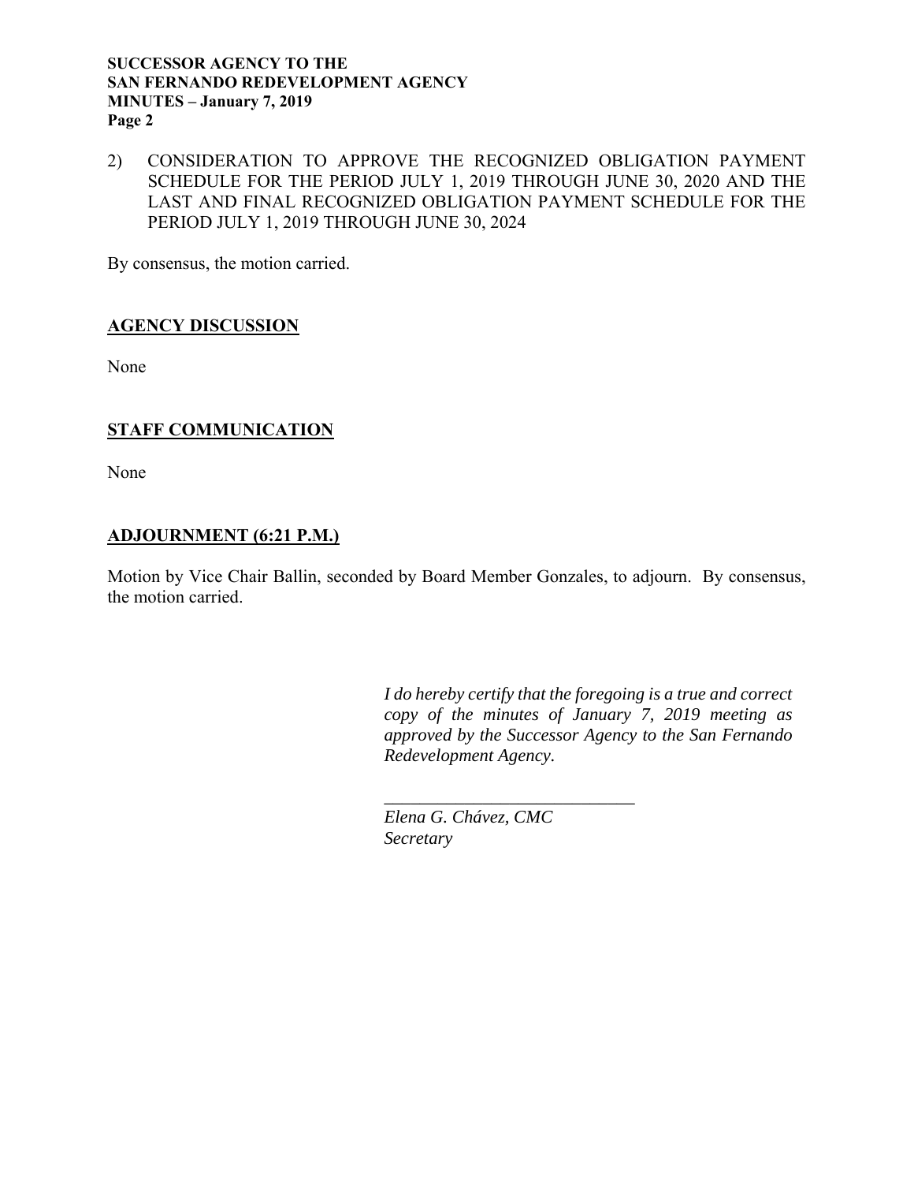2) CONSIDERATION TO APPROVE THE RECOGNIZED OBLIGATION PAYMENT SCHEDULE FOR THE PERIOD JULY 1, 2019 THROUGH JUNE 30, 2020 AND THE LAST AND FINAL RECOGNIZED OBLIGATION PAYMENT SCHEDULE FOR THE PERIOD JULY 1, 2019 THROUGH JUNE 30, 2024

By consensus, the motion carried.

## AGENCY DISCUSSION

None

## STAFF COMMUNICATION

None

## ADJOURNMENT (6:21 P.M.)

Motion by Vice Chair Ballin, seconded by Board Member Gonzales, to adjourn. By consensus, the motion carried.

*I do hereby certify that the foregoing is a true and correct copy of the minutes of January 7, 2019 meeting as approved by the Successor Agency to the San Fernando Redevelopment Agency.*

___________________________

*Elena G. Chávez, CMC*
*Secretary*